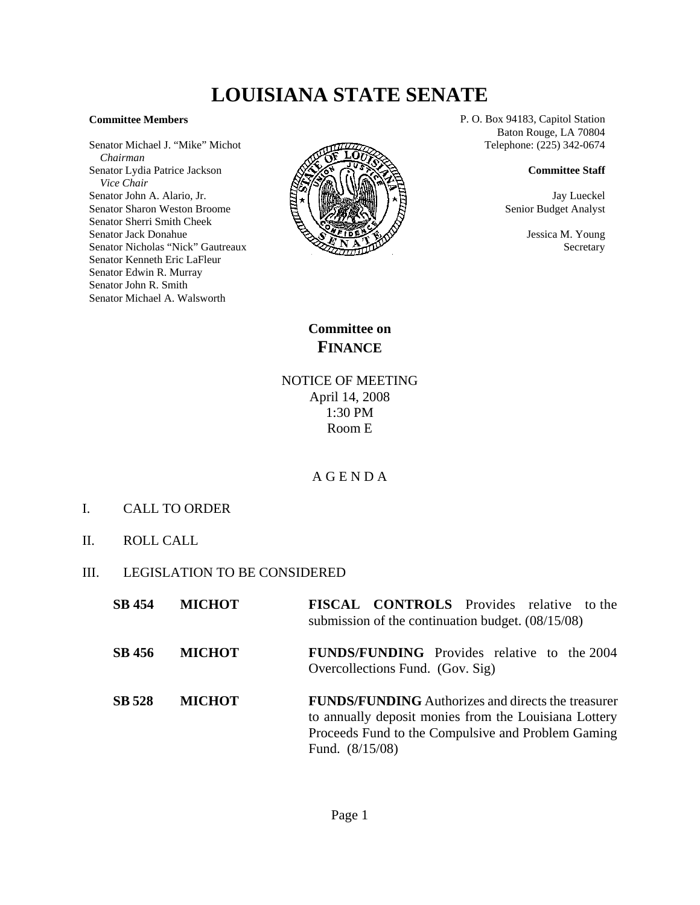# LOUISIANA STATE SENATE

**Committee Members**

Senator Michael J. "Mike" Michot
*Chairman*
Senator Lydia Patrice Jackson
*Vice Chair*
Senator John A. Alario, Jr.
Senator Sharon Weston Broome
Senator Sherri Smith Cheek
Senator Jack Donahue
Senator Nicholas "Nick" Gautreaux
Senator Kenneth Eric LaFleur
Senator Edwin R. Murray
Senator John R. Smith
Senator Michael A. Walsworth

P. O. Box 94183, Capitol Station
Baton Rouge, LA 70804
Telephone: (225) 342-0674

**Committee Staff**

Jay Lueckel
Senior Budget Analyst

Jessica M. Young
Secretary

## Committee on FINANCE

NOTICE OF MEETING
April 14, 2008
1:30 PM
Room E

A G E N D A

I. CALL TO ORDER

II. ROLL CALL

III. LEGISLATION TO BE CONSIDERED

| | | |
|---|---|---|
| **SB 454** | **MICHOT** | **FISCAL CONTROLS** Provides relative to the submission of the continuation budget. (08/15/08) |
| **SB 456** | **MICHOT** | **FUNDS/FUNDING** Provides relative to the 2004 Overcollections Fund. (Gov. Sig) |
| **SB 528** | **MICHOT** | **FUNDS/FUNDING** Authorizes and directs the treasurer to annually deposit monies from the Louisiana Lottery Proceeds Fund to the Compulsive and Problem Gaming Fund. (8/15/08) |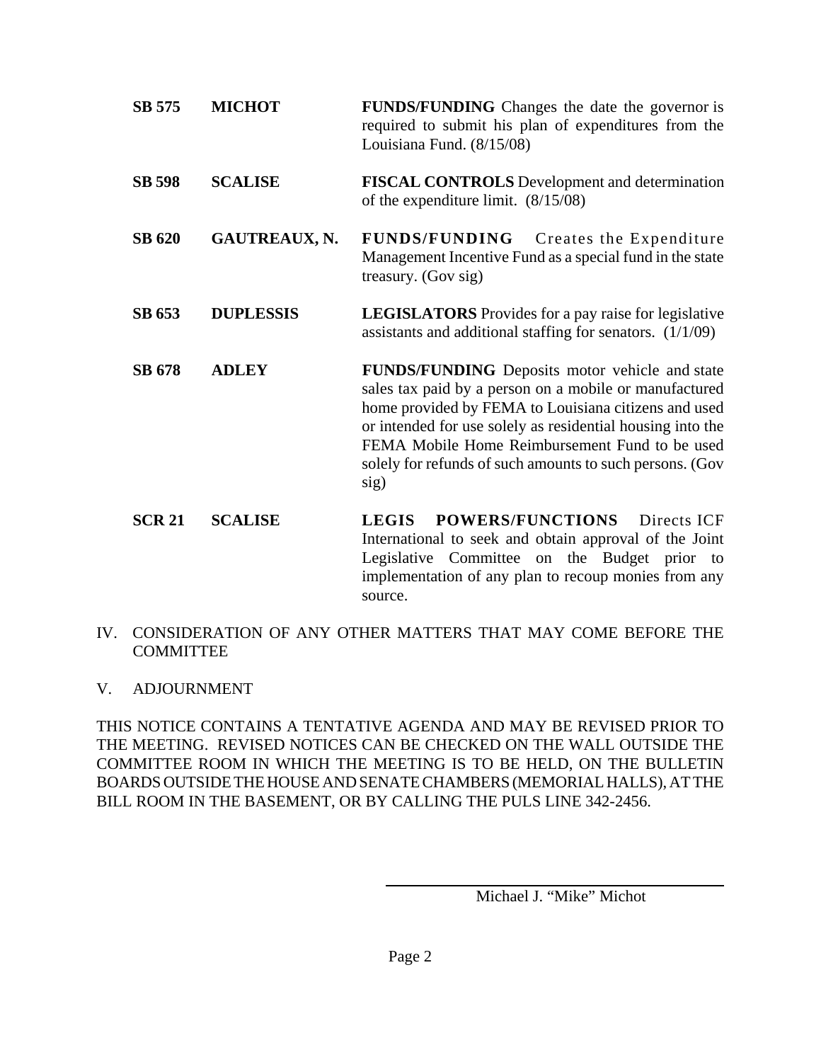| | | |
|---|---|---|
| **SB 575** | **MICHOT** | **FUNDS/FUNDING** Changes the date the governor is required to submit his plan of expenditures from the Louisiana Fund. (8/15/08) |
| **SB 598** | **SCALISE** | **FISCAL CONTROLS** Development and determination of the expenditure limit. (8/15/08) |
| **SB 620** | **GAUTREAUX, N.** | **FUNDS/FUNDING** Creates the Expenditure Management Incentive Fund as a special fund in the state treasury. (Gov sig) |
| **SB 653** | **DUPLESSIS** | **LEGISLATORS** Provides for a pay raise for legislative assistants and additional staffing for senators. (1/1/09) |
| **SB 678** | **ADLEY** | **FUNDS/FUNDING** Deposits motor vehicle and state sales tax paid by a person on a mobile or manufactured home provided by FEMA to Louisiana citizens and used or intended for use solely as residential housing into the FEMA Mobile Home Reimbursement Fund to be used solely for refunds of such amounts to such persons. (Gov sig) |
| **SCR 21** | **SCALISE** | **LEGIS POWERS/FUNCTIONS** Directs ICF International to seek and obtain approval of the Joint Legislative Committee on the Budget prior to implementation of any plan to recoup monies from any source. |

IV. CONSIDERATION OF ANY OTHER MATTERS THAT MAY COME BEFORE THE COMMITTEE

V. ADJOURNMENT

THIS NOTICE CONTAINS A TENTATIVE AGENDA AND MAY BE REVISED PRIOR TO THE MEETING. REVISED NOTICES CAN BE CHECKED ON THE WALL OUTSIDE THE COMMITTEE ROOM IN WHICH THE MEETING IS TO BE HELD, ON THE BULLETIN BOARDS OUTSIDE THE HOUSE AND SENATE CHAMBERS (MEMORIAL HALLS), AT THE BILL ROOM IN THE BASEMENT, OR BY CALLING THE PULS LINE 342-2456.

Michael J. "Mike" Michot